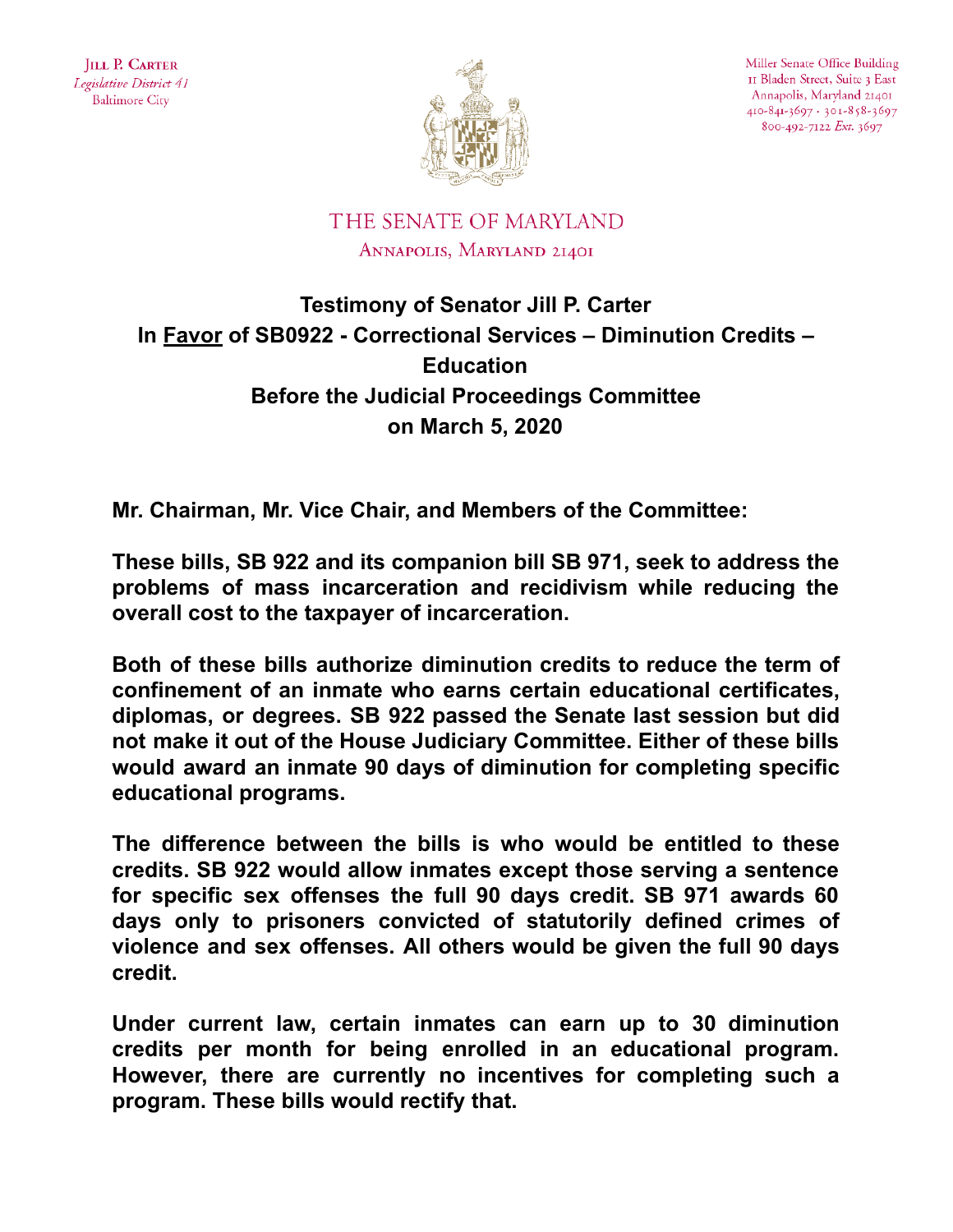Jill P. Carter
*Legislative District 41*
Baltimore City

Miller Senate Office Building
11 Bladen Street, Suite 3 East
Annapolis, Maryland 21401
410-841-3697 · 301-858-3697
800-492-7122 *Ext.* 3697

THE SENATE OF MARYLAND
Annapolis, Maryland 21401

# Testimony of Senator Jill P. Carter In Favor of SB0922 - Correctional Services – Diminution Credits – Education Before the Judicial Proceedings Committee on March 5, 2020

**Mr. Chairman, Mr. Vice Chair, and Members of the Committee:**

**These bills, SB 922 and its companion bill SB 971, seek to address the problems of mass incarceration and recidivism while reducing the overall cost to the taxpayer of incarceration.**

**Both of these bills authorize diminution credits to reduce the term of confinement of an inmate who earns certain educational certificates, diplomas, or degrees. SB 922 passed the Senate last session but did not make it out of the House Judiciary Committee. Either of these bills would award an inmate 90 days of diminution for completing specific educational programs.**

**The difference between the bills is who would be entitled to these credits. SB 922 would allow inmates except those serving a sentence for specific sex offenses the full 90 days credit. SB 971 awards 60 days only to prisoners convicted of statutorily defined crimes of violence and sex offenses. All others would be given the full 90 days credit.**

**Under current law, certain inmates can earn up to 30 diminution credits per month for being enrolled in an educational program. However, there are currently no incentives for completing such a program. These bills would rectify that.**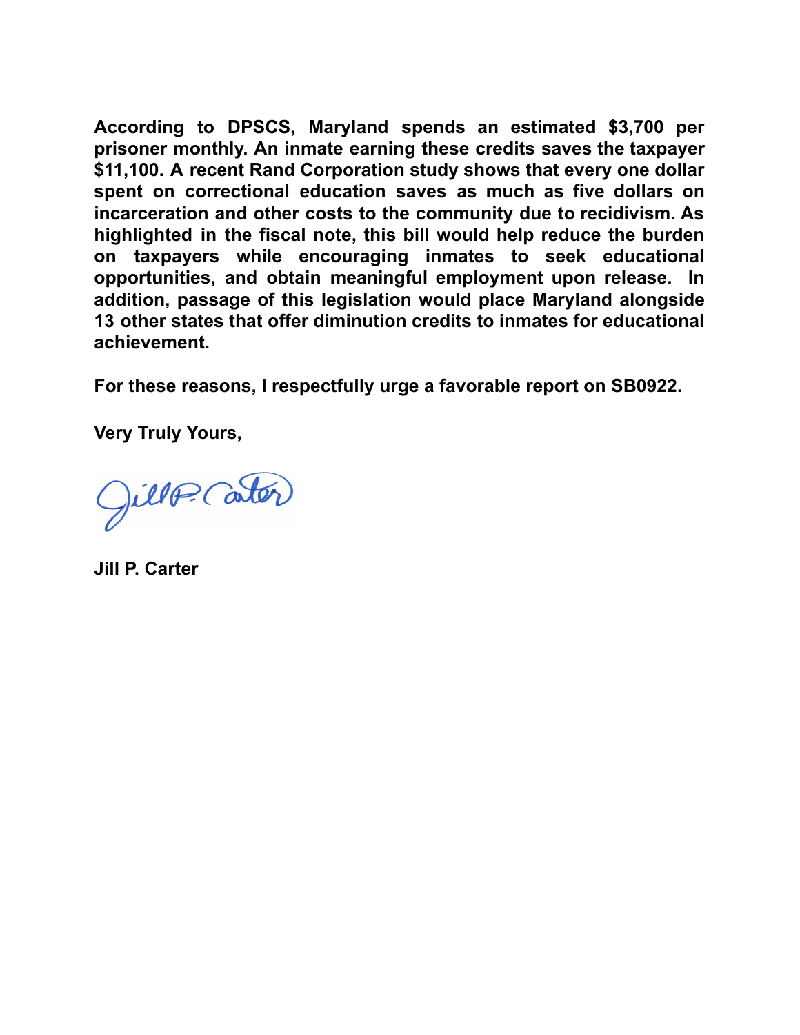**According to DPSCS, Maryland spends an estimated $3,700 per prisoner monthly. An inmate earning these credits saves the taxpayer $11,100. A recent Rand Corporation study shows that every one dollar spent on correctional education saves as much as five dollars on incarceration and other costs to the community due to recidivism. As highlighted in the fiscal note, this bill would help reduce the burden on taxpayers while encouraging inmates to seek educational opportunities, and obtain meaningful employment upon release. In addition, passage of this legislation would place Maryland alongside 13 other states that offer diminution credits to inmates for educational achievement.**

**For these reasons, I respectfully urge a favorable report on SB0922.**

**Very Truly Yours,**

**Jill P. Carter**